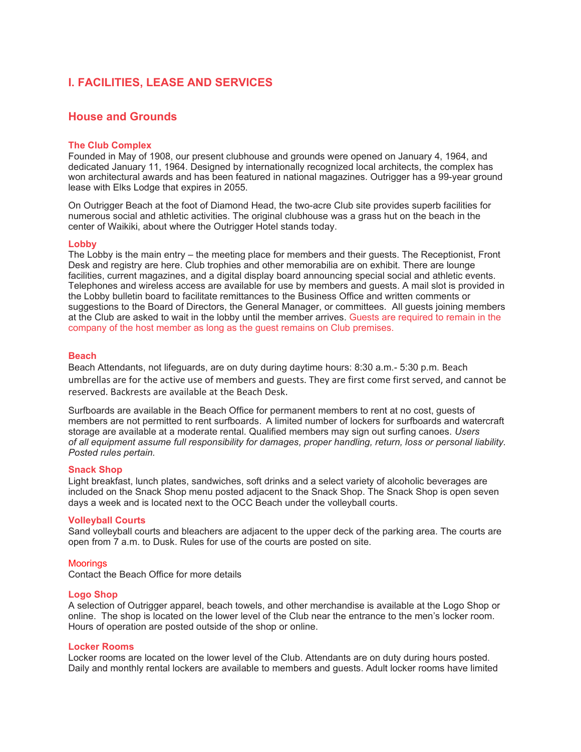# I. FACILITIES, LEASE AND SERVICES

## House and Grounds

### The Club Complex

Founded in May of 1908, our present clubhouse and grounds were opened on January 4, 1964, and dedicated January 11, 1964. Designed by internationally recognized local architects, the complex has won architectural awards and has been featured in national magazines. Outrigger has a 99-year ground lease with Elks Lodge that expires in 2055.

On Outrigger Beach at the foot of Diamond Head, the two-acre Club site provides superb facilities for numerous social and athletic activities. The original clubhouse was a grass hut on the beach in the center of Waikiki, about where the Outrigger Hotel stands today.

### Lobby

The Lobby is the main entry – the meeting place for members and their guests. The Receptionist, Front Desk and registry are here. Club trophies and other memorabilia are on exhibit. There are lounge facilities, current magazines, and a digital display board announcing special social and athletic events. Telephones and wireless access are available for use by members and guests. A mail slot is provided in the Lobby bulletin board to facilitate remittances to the Business Office and written comments or suggestions to the Board of Directors, the General Manager, or committees. All guests joining members at the Club are asked to wait in the lobby until the member arrives. Guests are required to remain in the company of the host member as long as the guest remains on Club premises.

### Beach

Beach Attendants, not lifeguards, are on duty during daytime hours: 8:30 a.m.- 5:30 p.m. Beach umbrellas are for the active use of members and guests. They are first come first served, and cannot be reserved. Backrests are available at the Beach Desk.

Surfboards are available in the Beach Office for permanent members to rent at no cost, guests of members are not permitted to rent surfboards. A limited number of lockers for surfboards and watercraft storage are available at a moderate rental. Qualified members may sign out surfing canoes. *Users of all equipment assume full responsibility for damages, proper handling, return, loss or personal liability. Posted rules pertain.*

### Snack Shop

Light breakfast, lunch plates, sandwiches, soft drinks and a select variety of alcoholic beverages are included on the Snack Shop menu posted adjacent to the Snack Shop. The Snack Shop is open seven days a week and is located next to the OCC Beach under the volleyball courts.

### Volleyball Courts

Sand volleyball courts and bleachers are adjacent to the upper deck of the parking area. The courts are open from 7 a.m. to Dusk. Rules for use of the courts are posted on site.

### Moorings

Contact the Beach Office for more details

### Logo Shop

A selection of Outrigger apparel, beach towels, and other merchandise is available at the Logo Shop or online. The shop is located on the lower level of the Club near the entrance to the men's locker room. Hours of operation are posted outside of the shop or online.

### Locker Rooms

Locker rooms are located on the lower level of the Club. Attendants are on duty during hours posted. Daily and monthly rental lockers are available to members and guests. Adult locker rooms have limited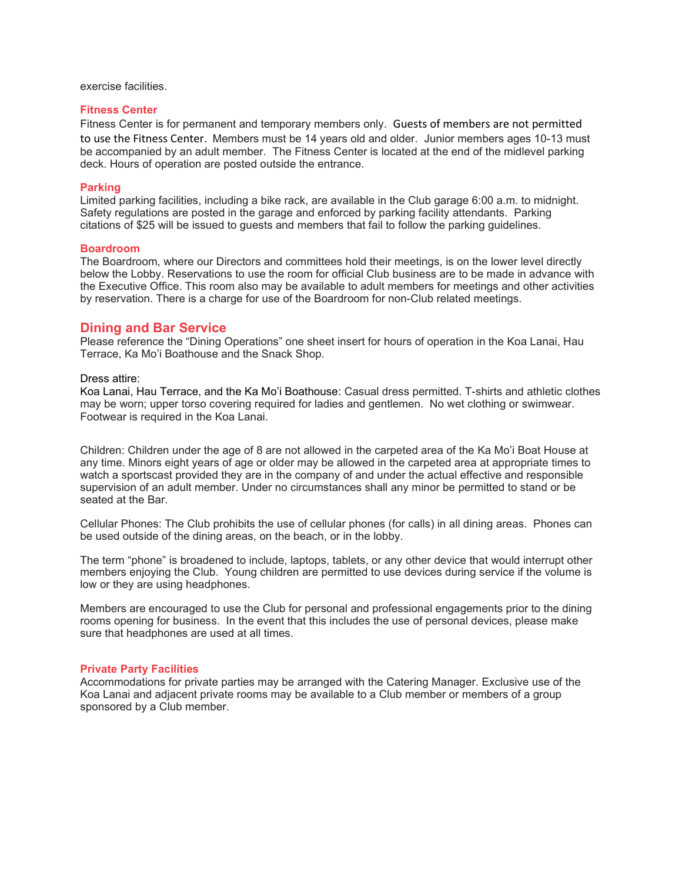exercise facilities.

### Fitness Center

Fitness Center is for permanent and temporary members only. Guests of members are not permitted to use the Fitness Center. Members must be 14 years old and older. Junior members ages 10-13 must be accompanied by an adult member. The Fitness Center is located at the end of the midlevel parking deck. Hours of operation are posted outside the entrance.

### Parking

Limited parking facilities, including a bike rack, are available in the Club garage 6:00 a.m. to midnight. Safety regulations are posted in the garage and enforced by parking facility attendants. Parking citations of $25 will be issued to guests and members that fail to follow the parking guidelines.

### Boardroom

The Boardroom, where our Directors and committees hold their meetings, is on the lower level directly below the Lobby. Reservations to use the room for official Club business are to be made in advance with the Executive Office. This room also may be available to adult members for meetings and other activities by reservation. There is a charge for use of the Boardroom for non-Club related meetings.

## Dining and Bar Service

Please reference the "Dining Operations" one sheet insert for hours of operation in the Koa Lanai, Hau Terrace, Ka Mo'i Boathouse and the Snack Shop.

Dress attire:

Koa Lanai, Hau Terrace, and the Ka Mo'i Boathouse: Casual dress permitted. T-shirts and athletic clothes may be worn; upper torso covering required for ladies and gentlemen. No wet clothing or swimwear. Footwear is required in the Koa Lanai.

Children: Children under the age of 8 are not allowed in the carpeted area of the Ka Mo'i Boat House at any time. Minors eight years of age or older may be allowed in the carpeted area at appropriate times to watch a sportscast provided they are in the company of and under the actual effective and responsible supervision of an adult member. Under no circumstances shall any minor be permitted to stand or be seated at the Bar.

Cellular Phones: The Club prohibits the use of cellular phones (for calls) in all dining areas. Phones can be used outside of the dining areas, on the beach, or in the lobby.

The term "phone" is broadened to include, laptops, tablets, or any other device that would interrupt other members enjoying the Club. Young children are permitted to use devices during service if the volume is low or they are using headphones.

Members are encouraged to use the Club for personal and professional engagements prior to the dining rooms opening for business. In the event that this includes the use of personal devices, please make sure that headphones are used at all times.

### Private Party Facilities

Accommodations for private parties may be arranged with the Catering Manager. Exclusive use of the Koa Lanai and adjacent private rooms may be available to a Club member or members of a group sponsored by a Club member.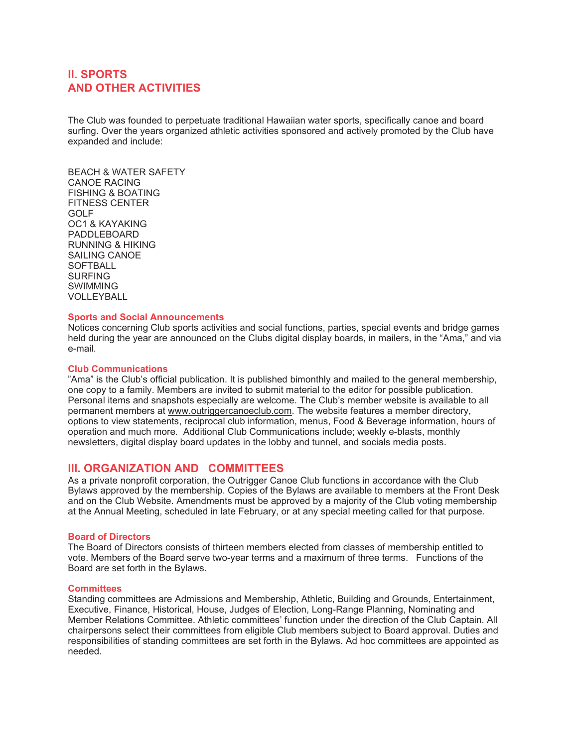## II. SPORTS
## AND OTHER ACTIVITIES

The Club was founded to perpetuate traditional Hawaiian water sports, specifically canoe and board surfing. Over the years organized athletic activities sponsored and actively promoted by the Club have expanded and include:

BEACH & WATER SAFETY
CANOE RACING
FISHING & BOATING
FITNESS CENTER
GOLF
OC1 & KAYAKING
PADDLEBOARD
RUNNING & HIKING
SAILING CANOE
SOFTBALL
SURFING
SWIMMING
VOLLEYBALL

### Sports and Social Announcements

Notices concerning Club sports activities and social functions, parties, special events and bridge games held during the year are announced on the Clubs digital display boards, in mailers, in the "Ama," and via e-mail.

### Club Communications

"Ama" is the Club's official publication. It is published bimonthly and mailed to the general membership, one copy to a family. Members are invited to submit material to the editor for possible publication. Personal items and snapshots especially are welcome. The Club's member website is available to all permanent members at www.outriggercanoeclub.com. The website features a member directory, options to view statements, reciprocal club information, menus, Food & Beverage information, hours of operation and much more. Additional Club Communications include; weekly e-blasts, monthly newsletters, digital display board updates in the lobby and tunnel, and socials media posts.

## III. ORGANIZATION AND COMMITTEES

As a private nonprofit corporation, the Outrigger Canoe Club functions in accordance with the Club Bylaws approved by the membership. Copies of the Bylaws are available to members at the Front Desk and on the Club Website. Amendments must be approved by a majority of the Club voting membership at the Annual Meeting, scheduled in late February, or at any special meeting called for that purpose.

### Board of Directors

The Board of Directors consists of thirteen members elected from classes of membership entitled to vote. Members of the Board serve two-year terms and a maximum of three terms. Functions of the Board are set forth in the Bylaws.

### Committees

Standing committees are Admissions and Membership, Athletic, Building and Grounds, Entertainment, Executive, Finance, Historical, House, Judges of Election, Long-Range Planning, Nominating and Member Relations Committee. Athletic committees' function under the direction of the Club Captain. All chairpersons select their committees from eligible Club members subject to Board approval. Duties and responsibilities of standing committees are set forth in the Bylaws. Ad hoc committees are appointed as needed.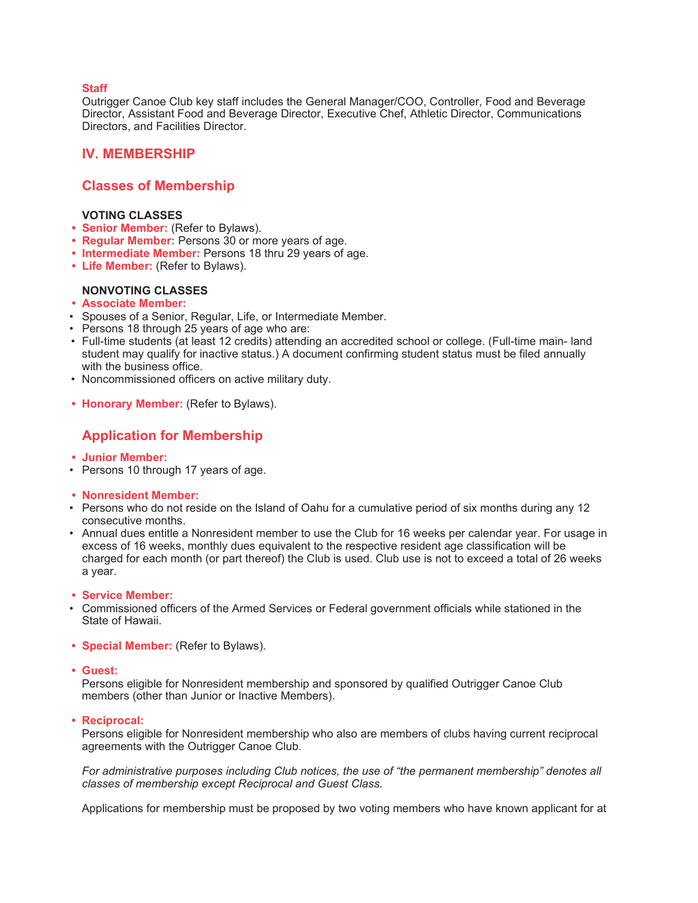### Staff

Outrigger Canoe Club key staff includes the General Manager/COO, Controller, Food and Beverage Director, Assistant Food and Beverage Director, Executive Chef, Athletic Director, Communications Directors, and Facilities Director.

## IV. MEMBERSHIP

### Classes of Membership

**VOTING CLASSES**

- **Senior Member:** (Refer to Bylaws).
- **Regular Member:** Persons 30 or more years of age.
- **Intermediate Member:** Persons 18 thru 29 years of age.
- **Life Member:** (Refer to Bylaws).

**NONVOTING CLASSES**

- **Associate Member:**
- Spouses of a Senior, Regular, Life, or Intermediate Member.
- Persons 18 through 25 years of age who are:
- Full-time students (at least 12 credits) attending an accredited school or college. (Full-time main- land student may qualify for inactive status.) A document confirming student status must be filed annually with the business office.
- Noncommissioned officers on active military duty.

- **Honorary Member:** (Refer to Bylaws).

### Application for Membership

- **Junior Member:**
- Persons 10 through 17 years of age.

- **Nonresident Member:**
- Persons who do not reside on the Island of Oahu for a cumulative period of six months during any 12 consecutive months.
- Annual dues entitle a Nonresident member to use the Club for 16 weeks per calendar year. For usage in excess of 16 weeks, monthly dues equivalent to the respective resident age classification will be charged for each month (or part thereof) the Club is used. Club use is not to exceed a total of 26 weeks a year.

- **Service Member:**
- Commissioned officers of the Armed Services or Federal government officials while stationed in the State of Hawaii.

- **Special Member:** (Refer to Bylaws).

- **Guest:**
  Persons eligible for Nonresident membership and sponsored by qualified Outrigger Canoe Club members (other than Junior or Inactive Members).

- **Reciprocal:**
  Persons eligible for Nonresident membership who also are members of clubs having current reciprocal agreements with the Outrigger Canoe Club.

*For administrative purposes including Club notices, the use of "the permanent membership" denotes all classes of membership except Reciprocal and Guest Class.*

Applications for membership must be proposed by two voting members who have known applicant for at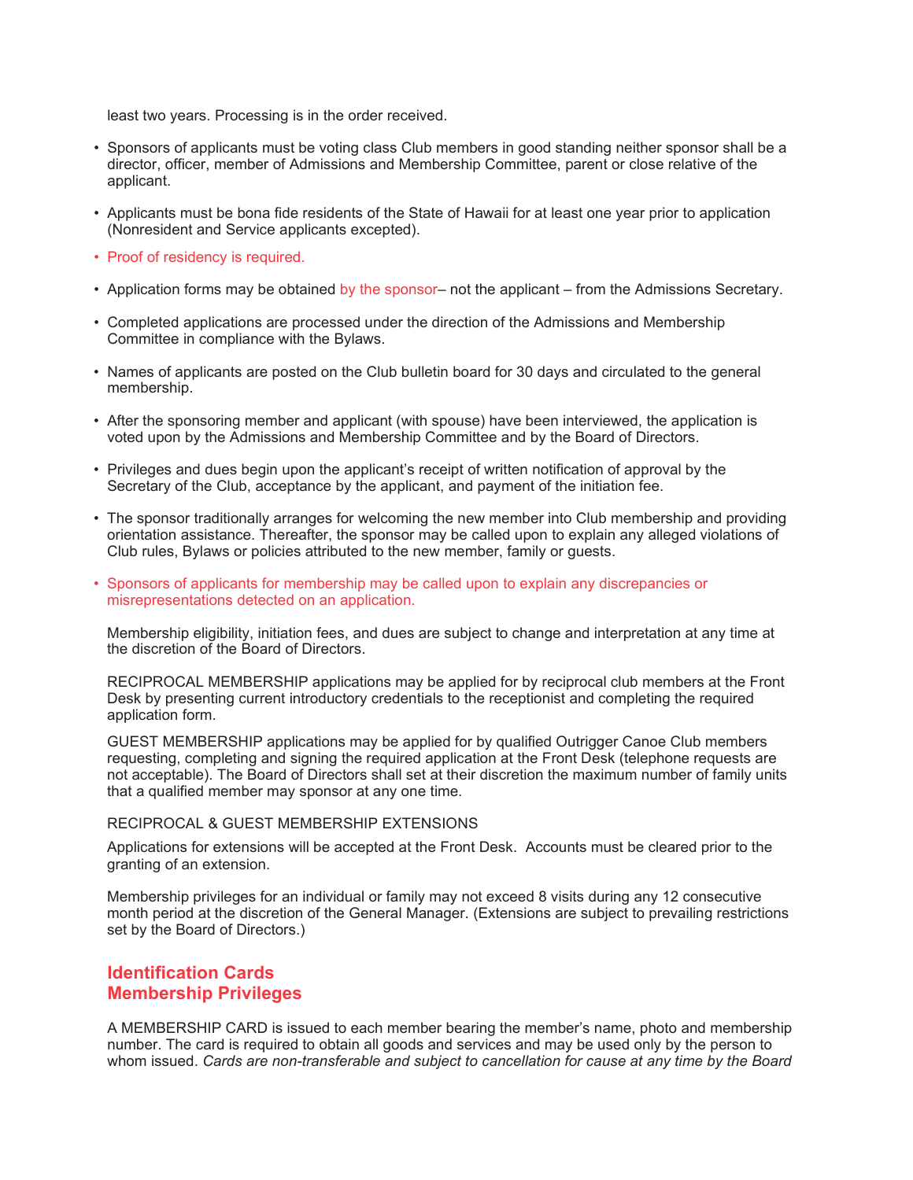least two years. Processing is in the order received.

- Sponsors of applicants must be voting class Club members in good standing neither sponsor shall be a director, officer, member of Admissions and Membership Committee, parent or close relative of the applicant.
- Applicants must be bona fide residents of the State of Hawaii for at least one year prior to application (Nonresident and Service applicants excepted).
- Proof of residency is required.
- Application forms may be obtained by the sponsor– not the applicant – from the Admissions Secretary.
- Completed applications are processed under the direction of the Admissions and Membership Committee in compliance with the Bylaws.
- Names of applicants are posted on the Club bulletin board for 30 days and circulated to the general membership.
- After the sponsoring member and applicant (with spouse) have been interviewed, the application is voted upon by the Admissions and Membership Committee and by the Board of Directors.
- Privileges and dues begin upon the applicant's receipt of written notification of approval by the Secretary of the Club, acceptance by the applicant, and payment of the initiation fee.
- The sponsor traditionally arranges for welcoming the new member into Club membership and providing orientation assistance. Thereafter, the sponsor may be called upon to explain any alleged violations of Club rules, Bylaws or policies attributed to the new member, family or guests.
- Sponsors of applicants for membership may be called upon to explain any discrepancies or misrepresentations detected on an application.

Membership eligibility, initiation fees, and dues are subject to change and interpretation at any time at the discretion of the Board of Directors.

RECIPROCAL MEMBERSHIP applications may be applied for by reciprocal club members at the Front Desk by presenting current introductory credentials to the receptionist and completing the required application form.

GUEST MEMBERSHIP applications may be applied for by qualified Outrigger Canoe Club members requesting, completing and signing the required application at the Front Desk (telephone requests are not acceptable). The Board of Directors shall set at their discretion the maximum number of family units that a qualified member may sponsor at any one time.

RECIPROCAL & GUEST MEMBERSHIP EXTENSIONS

Applications for extensions will be accepted at the Front Desk. Accounts must be cleared prior to the granting of an extension.

Membership privileges for an individual or family may not exceed 8 visits during any 12 consecutive month period at the discretion of the General Manager. (Extensions are subject to prevailing restrictions set by the Board of Directors.)

## Identification Cards
## Membership Privileges

A MEMBERSHIP CARD is issued to each member bearing the member's name, photo and membership number. The card is required to obtain all goods and services and may be used only by the person to whom issued. *Cards are non-transferable and subject to cancellation for cause at any time by the Board*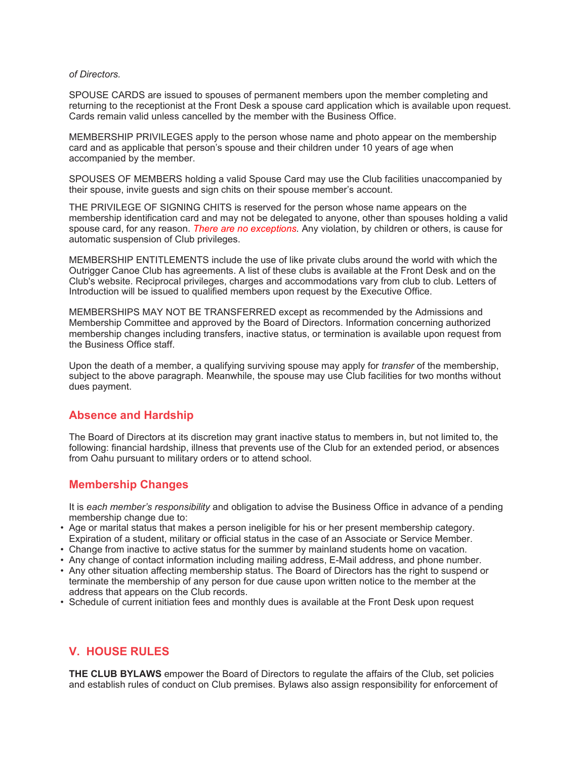*of Directors.*

SPOUSE CARDS are issued to spouses of permanent members upon the member completing and returning to the receptionist at the Front Desk a spouse card application which is available upon request. Cards remain valid unless cancelled by the member with the Business Office.

MEMBERSHIP PRIVILEGES apply to the person whose name and photo appear on the membership card and as applicable that person's spouse and their children under 10 years of age when accompanied by the member.

SPOUSES OF MEMBERS holding a valid Spouse Card may use the Club facilities unaccompanied by their spouse, invite guests and sign chits on their spouse member's account.

THE PRIVILEGE OF SIGNING CHITS is reserved for the person whose name appears on the membership identification card and may not be delegated to anyone, other than spouses holding a valid spouse card, for any reason. *There are no exceptions.* Any violation, by children or others, is cause for automatic suspension of Club privileges.

MEMBERSHIP ENTITLEMENTS include the use of like private clubs around the world with which the Outrigger Canoe Club has agreements. A list of these clubs is available at the Front Desk and on the Club's website. Reciprocal privileges, charges and accommodations vary from club to club. Letters of Introduction will be issued to qualified members upon request by the Executive Office.

MEMBERSHIPS MAY NOT BE TRANSFERRED except as recommended by the Admissions and Membership Committee and approved by the Board of Directors. Information concerning authorized membership changes including transfers, inactive status, or termination is available upon request from the Business Office staff.

Upon the death of a member, a qualifying surviving spouse may apply for *transfer* of the membership, subject to the above paragraph. Meanwhile, the spouse may use Club facilities for two months without dues payment.

### Absence and Hardship

The Board of Directors at its discretion may grant inactive status to members in, but not limited to, the following: financial hardship, illness that prevents use of the Club for an extended period, or absences from Oahu pursuant to military orders or to attend school.

### Membership Changes

It is *each member's responsibility* and obligation to advise the Business Office in advance of a pending membership change due to:

- Age or marital status that makes a person ineligible for his or her present membership category. Expiration of a student, military or official status in the case of an Associate or Service Member.
- Change from inactive to active status for the summer by mainland students home on vacation.
- Any change of contact information including mailing address, E-Mail address, and phone number.
- Any other situation affecting membership status. The Board of Directors has the right to suspend or terminate the membership of any person for due cause upon written notice to the member at the address that appears on the Club records.
- Schedule of current initiation fees and monthly dues is available at the Front Desk upon request

## V. HOUSE RULES

**THE CLUB BYLAWS** empower the Board of Directors to regulate the affairs of the Club, set policies and establish rules of conduct on Club premises. Bylaws also assign responsibility for enforcement of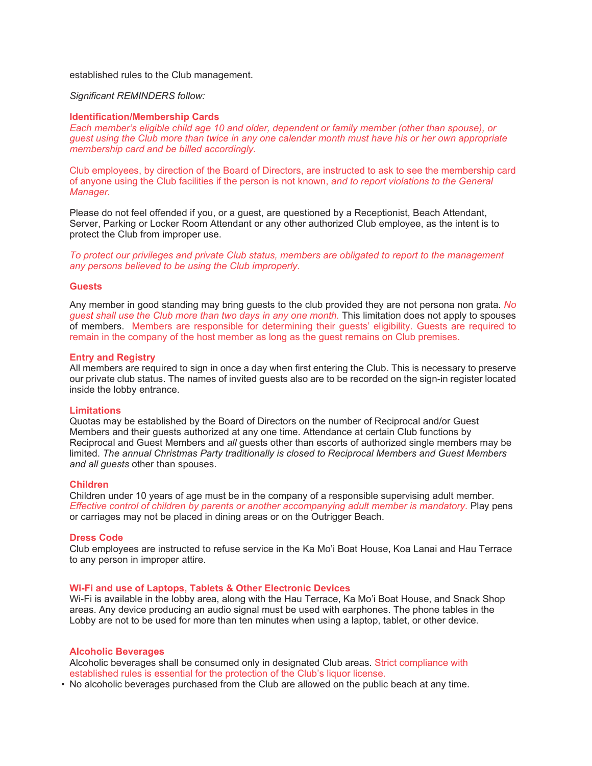established rules to the Club management.

*Significant REMINDERS follow:*

### Identification/Membership Cards

*Each member's eligible child age 10 and older, dependent or family member (other than spouse), or guest using the Club more than twice in any one calendar month must have his or her own appropriate membership card and be billed accordingly.*

Club employees, by direction of the Board of Directors, are instructed to ask to see the membership card of anyone using the Club facilities if the person is not known, *and to report violations to the General Manager.*

Please do not feel offended if you, or a guest, are questioned by a Receptionist, Beach Attendant, Server, Parking or Locker Room Attendant or any other authorized Club employee, as the intent is to protect the Club from improper use.

*To protect our privileges and private Club status, members are obligated to report to the management any persons believed to be using the Club improperly.*

### Guests

Any member in good standing may bring guests to the club provided they are not persona non grata. *No guest shall use the Club more than two days in any one month.* This limitation does not apply to spouses of members. Members are responsible for determining their guests' eligibility. Guests are required to remain in the company of the host member as long as the guest remains on Club premises.

### Entry and Registry

All members are required to sign in once a day when first entering the Club. This is necessary to preserve our private club status. The names of invited guests also are to be recorded on the sign-in register located inside the lobby entrance.

### Limitations

Quotas may be established by the Board of Directors on the number of Reciprocal and/or Guest Members and their guests authorized at any one time. Attendance at certain Club functions by Reciprocal and Guest Members and *all* guests other than escorts of authorized single members may be limited. *The annual Christmas Party traditionally is closed to Reciprocal Members and Guest Members and all guests* other than spouses.

### Children

Children under 10 years of age must be in the company of a responsible supervising adult member. *Effective control of children by parents or another accompanying adult member is mandatory.* Play pens or carriages may not be placed in dining areas or on the Outrigger Beach.

### Dress Code

Club employees are instructed to refuse service in the Ka Mo'i Boat House, Koa Lanai and Hau Terrace to any person in improper attire.

### Wi-Fi and use of Laptops, Tablets & Other Electronic Devices

Wi-Fi is available in the lobby area, along with the Hau Terrace, Ka Mo'i Boat House, and Snack Shop areas. Any device producing an audio signal must be used with earphones. The phone tables in the Lobby are not to be used for more than ten minutes when using a laptop, tablet, or other device.

### Alcoholic Beverages

Alcoholic beverages shall be consumed only in designated Club areas. Strict compliance with established rules is essential for the protection of the Club's liquor license.

- No alcoholic beverages purchased from the Club are allowed on the public beach at any time.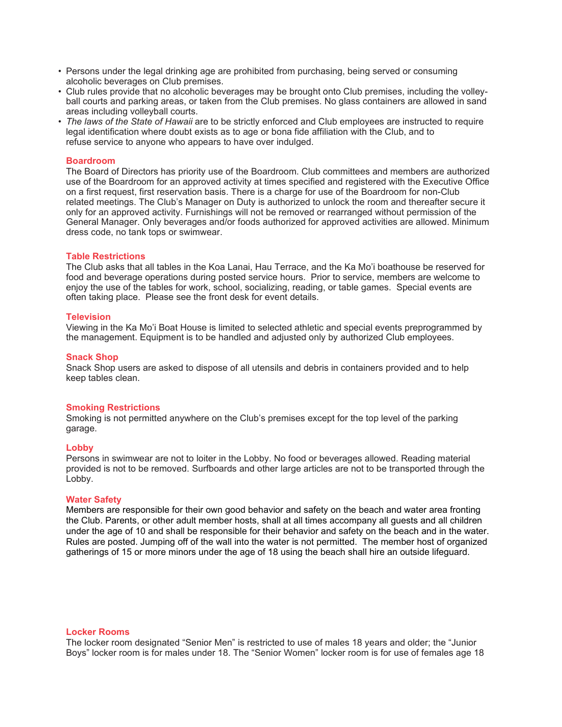- Persons under the legal drinking age are prohibited from purchasing, being served or consuming alcoholic beverages on Club premises.
- Club rules provide that no alcoholic beverages may be brought onto Club premises, including the volleyball courts and parking areas, or taken from the Club premises. No glass containers are allowed in sand areas including volleyball courts.
- *The laws of the State of Hawaii* are to be strictly enforced and Club employees are instructed to require legal identification where doubt exists as to age or bona fide affiliation with the Club, and to refuse service to anyone who appears to have over indulged.

### Boardroom

The Board of Directors has priority use of the Boardroom. Club committees and members are authorized use of the Boardroom for an approved activity at times specified and registered with the Executive Office on a first request, first reservation basis. There is a charge for use of the Boardroom for non-Club related meetings. The Club's Manager on Duty is authorized to unlock the room and thereafter secure it only for an approved activity. Furnishings will not be removed or rearranged without permission of the General Manager. Only beverages and/or foods authorized for approved activities are allowed. Minimum dress code, no tank tops or swimwear.

### Table Restrictions

The Club asks that all tables in the Koa Lanai, Hau Terrace, and the Ka Mo'i boathouse be reserved for food and beverage operations during posted service hours. Prior to service, members are welcome to enjoy the use of the tables for work, school, socializing, reading, or table games. Special events are often taking place. Please see the front desk for event details.

### Television

Viewing in the Ka Mo'i Boat House is limited to selected athletic and special events preprogrammed by the management. Equipment is to be handled and adjusted only by authorized Club employees.

### Snack Shop

Snack Shop users are asked to dispose of all utensils and debris in containers provided and to help keep tables clean.

### Smoking Restrictions

Smoking is not permitted anywhere on the Club's premises except for the top level of the parking garage.

### Lobby

Persons in swimwear are not to loiter in the Lobby. No food or beverages allowed. Reading material provided is not to be removed. Surfboards and other large articles are not to be transported through the Lobby.

### Water Safety

Members are responsible for their own good behavior and safety on the beach and water area fronting the Club. Parents, or other adult member hosts, shall at all times accompany all guests and all children under the age of 10 and shall be responsible for their behavior and safety on the beach and in the water. Rules are posted. Jumping off of the wall into the water is not permitted. The member host of organized gatherings of 15 or more minors under the age of 18 using the beach shall hire an outside lifeguard.

### Locker Rooms

The locker room designated "Senior Men" is restricted to use of males 18 years and older; the "Junior Boys" locker room is for males under 18. The "Senior Women" locker room is for use of females age 18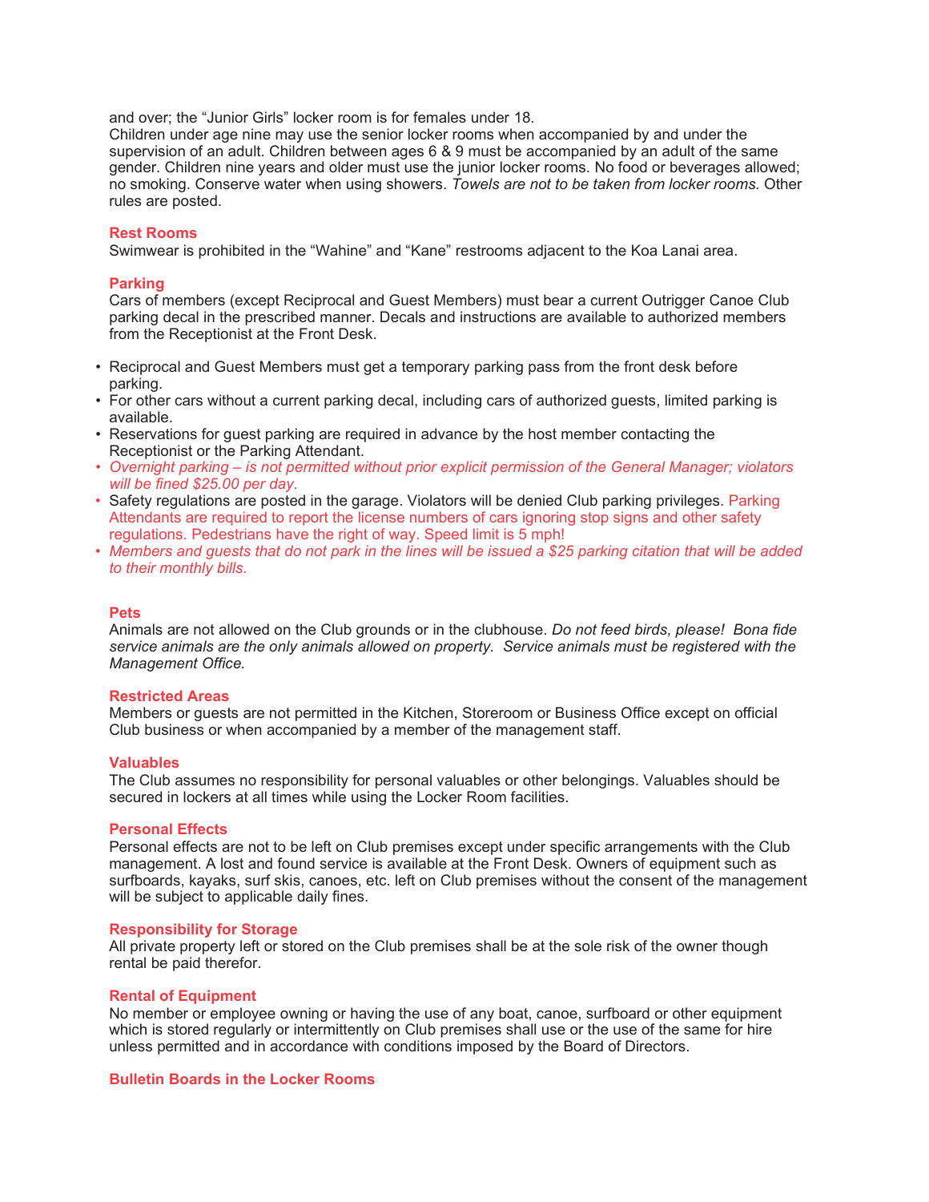and over; the “Junior Girls” locker room is for females under 18.
Children under age nine may use the senior locker rooms when accompanied by and under the supervision of an adult. Children between ages 6 & 9 must be accompanied by an adult of the same gender. Children nine years and older must use the junior locker rooms. No food or beverages allowed; no smoking. Conserve water when using showers. *Towels are not to be taken from locker rooms.* Other rules are posted.

### Rest Rooms

Swimwear is prohibited in the “Wahine” and “Kane” restrooms adjacent to the Koa Lanai area.

### Parking

Cars of members (except Reciprocal and Guest Members) must bear a current Outrigger Canoe Club parking decal in the prescribed manner. Decals and instructions are available to authorized members from the Receptionist at the Front Desk.

- Reciprocal and Guest Members must get a temporary parking pass from the front desk before parking.
- For other cars without a current parking decal, including cars of authorized guests, limited parking is available.
- Reservations for guest parking are required in advance by the host member contacting the Receptionist or the Parking Attendant.
- *Overnight parking – is not permitted without prior explicit permission of the General Manager; violators will be fined $25.00 per day.*
- Safety regulations are posted in the garage. Violators will be denied Club parking privileges. Parking Attendants are required to report the license numbers of cars ignoring stop signs and other safety regulations. Pedestrians have the right of way. Speed limit is 5 mph!
- *Members and guests that do not park in the lines will be issued a $25 parking citation that will be added to their monthly bills.*

### Pets

Animals are not allowed on the Club grounds or in the clubhouse. *Do not feed birds, please! Bona fide service animals are the only animals allowed on property. Service animals must be registered with the Management Office.*

### Restricted Areas

Members or guests are not permitted in the Kitchen, Storeroom or Business Office except on official Club business or when accompanied by a member of the management staff.

### Valuables

The Club assumes no responsibility for personal valuables or other belongings. Valuables should be secured in lockers at all times while using the Locker Room facilities.

### Personal Effects

Personal effects are not to be left on Club premises except under specific arrangements with the Club management. A lost and found service is available at the Front Desk. Owners of equipment such as surfboards, kayaks, surf skis, canoes, etc. left on Club premises without the consent of the management will be subject to applicable daily fines.

### Responsibility for Storage

All private property left or stored on the Club premises shall be at the sole risk of the owner though rental be paid therefor.

### Rental of Equipment

No member or employee owning or having the use of any boat, canoe, surfboard or other equipment which is stored regularly or intermittently on Club premises shall use or the use of the same for hire unless permitted and in accordance with conditions imposed by the Board of Directors.

### Bulletin Boards in the Locker Rooms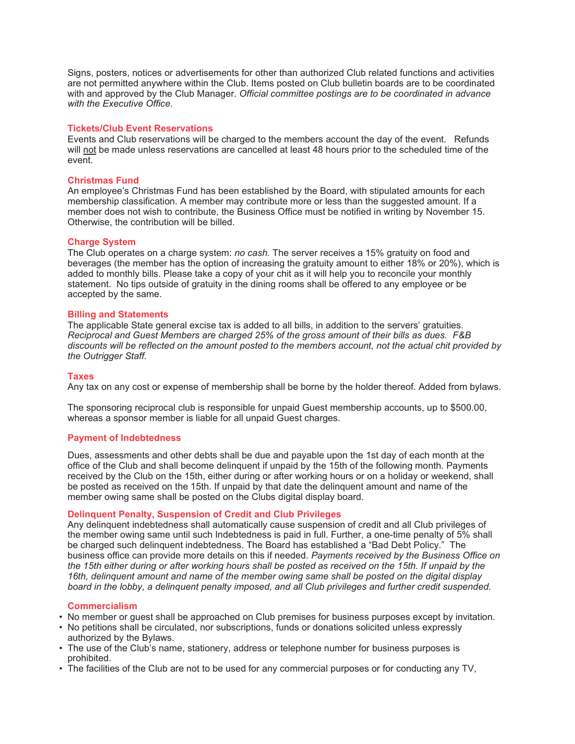Signs, posters, notices or advertisements for other than authorized Club related functions and activities are not permitted anywhere within the Club. Items posted on Club bulletin boards are to be coordinated with and approved by the Club Manager. *Official committee postings are to be coordinated in advance with the Executive Office.*

### Tickets/Club Event Reservations

Events and Club reservations will be charged to the members account the day of the event. Refunds will not be made unless reservations are cancelled at least 48 hours prior to the scheduled time of the event.

### Christmas Fund

An employee's Christmas Fund has been established by the Board, with stipulated amounts for each membership classification. A member may contribute more or less than the suggested amount. If a member does not wish to contribute, the Business Office must be notified in writing by November 15. Otherwise, the contribution will be billed.

### Charge System

The Club operates on a charge system: *no cash.* The server receives a 15% gratuity on food and beverages (the member has the option of increasing the gratuity amount to either 18% or 20%), which is added to monthly bills. Please take a copy of your chit as it will help you to reconcile your monthly statement. No tips outside of gratuity in the dining rooms shall be offered to any employee or be accepted by the same.

### Billing and Statements

The applicable State general excise tax is added to all bills, in addition to the servers' gratuities. *Reciprocal and Guest Members are charged 25% of the gross amount of their bills as dues. F&B discounts will be reflected on the amount posted to the members account, not the actual chit provided by the Outrigger Staff.*

### Taxes

Any tax on any cost or expense of membership shall be borne by the holder thereof. Added from bylaws.

The sponsoring reciprocal club is responsible for unpaid Guest membership accounts, up to $500.00, whereas a sponsor member is liable for all unpaid Guest charges.

### Payment of Indebtedness

Dues, assessments and other debts shall be due and payable upon the 1st day of each month at the office of the Club and shall become delinquent if unpaid by the 15th of the following month. Payments received by the Club on the 15th, either during or after working hours or on a holiday or weekend, shall be posted as received on the 15th. If unpaid by that date the delinquent amount and name of the member owing same shall be posted on the Clubs digital display board.

### Delinquent Penalty, Suspension of Credit and Club Privileges

Any delinquent indebtedness shall automatically cause suspension of credit and all Club privileges of the member owing same until such Indebtedness is paid in full. Further, a one-time penalty of 5% shall be charged such delinquent indebtedness. The Board has established a "Bad Debt Policy." The business office can provide more details on this if needed. *Payments received by the Business Office on the 15th either during or after working hours shall be posted as received on the 15th. If unpaid by the 16th, delinquent amount and name of the member owing same shall be posted on the digital display board in the lobby, a delinquent penalty imposed, and all Club privileges and further credit suspended.*

### Commercialism

- No member or guest shall be approached on Club premises for business purposes except by invitation.
- No petitions shall be circulated, nor subscriptions, funds or donations solicited unless expressly authorized by the Bylaws.
- The use of the Club's name, stationery, address or telephone number for business purposes is prohibited.
- The facilities of the Club are not to be used for any commercial purposes or for conducting any TV,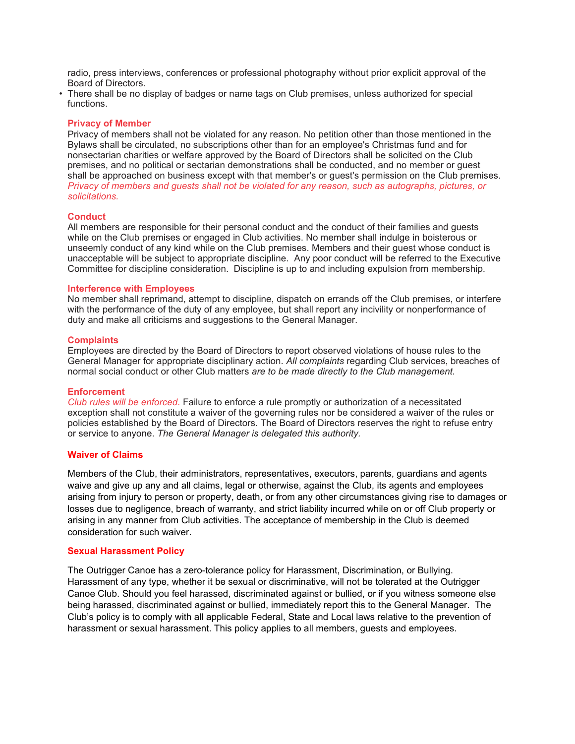radio, press interviews, conferences or professional photography without prior explicit approval of the Board of Directors.

- There shall be no display of badges or name tags on Club premises, unless authorized for special functions.

### Privacy of Member

Privacy of members shall not be violated for any reason. No petition other than those mentioned in the Bylaws shall be circulated, no subscriptions other than for an employee's Christmas fund and for nonsectarian charities or welfare approved by the Board of Directors shall be solicited on the Club premises, and no political or sectarian demonstrations shall be conducted, and no member or guest shall be approached on business except with that member's or guest's permission on the Club premises. *Privacy of members and guests shall not be violated for any reason, such as autographs, pictures, or solicitations.*

### Conduct

All members are responsible for their personal conduct and the conduct of their families and guests while on the Club premises or engaged in Club activities. No member shall indulge in boisterous or unseemly conduct of any kind while on the Club premises. Members and their guest whose conduct is unacceptable will be subject to appropriate discipline. Any poor conduct will be referred to the Executive Committee for discipline consideration. Discipline is up to and including expulsion from membership.

### Interference with Employees

No member shall reprimand, attempt to discipline, dispatch on errands off the Club premises, or interfere with the performance of the duty of any employee, but shall report any incivility or nonperformance of duty and make all criticisms and suggestions to the General Manager.

### Complaints

Employees are directed by the Board of Directors to report observed violations of house rules to the General Manager for appropriate disciplinary action. *All complaints* regarding Club services, breaches of normal social conduct or other Club matters *are to be made directly to the Club management.*

### Enforcement

*Club rules will be enforced.* Failure to enforce a rule promptly or authorization of a necessitated exception shall not constitute a waiver of the governing rules nor be considered a waiver of the rules or policies established by the Board of Directors. The Board of Directors reserves the right to refuse entry or service to anyone. *The General Manager is delegated this authority.*

### Waiver of Claims

Members of the Club, their administrators, representatives, executors, parents, guardians and agents waive and give up any and all claims, legal or otherwise, against the Club, its agents and employees arising from injury to person or property, death, or from any other circumstances giving rise to damages or losses due to negligence, breach of warranty, and strict liability incurred while on or off Club property or arising in any manner from Club activities. The acceptance of membership in the Club is deemed consideration for such waiver.

### Sexual Harassment Policy

The Outrigger Canoe has a zero-tolerance policy for Harassment, Discrimination, or Bullying. Harassment of any type, whether it be sexual or discriminative, will not be tolerated at the Outrigger Canoe Club. Should you feel harassed, discriminated against or bullied, or if you witness someone else being harassed, discriminated against or bullied, immediately report this to the General Manager. The Club's policy is to comply with all applicable Federal, State and Local laws relative to the prevention of harassment or sexual harassment. This policy applies to all members, guests and employees.